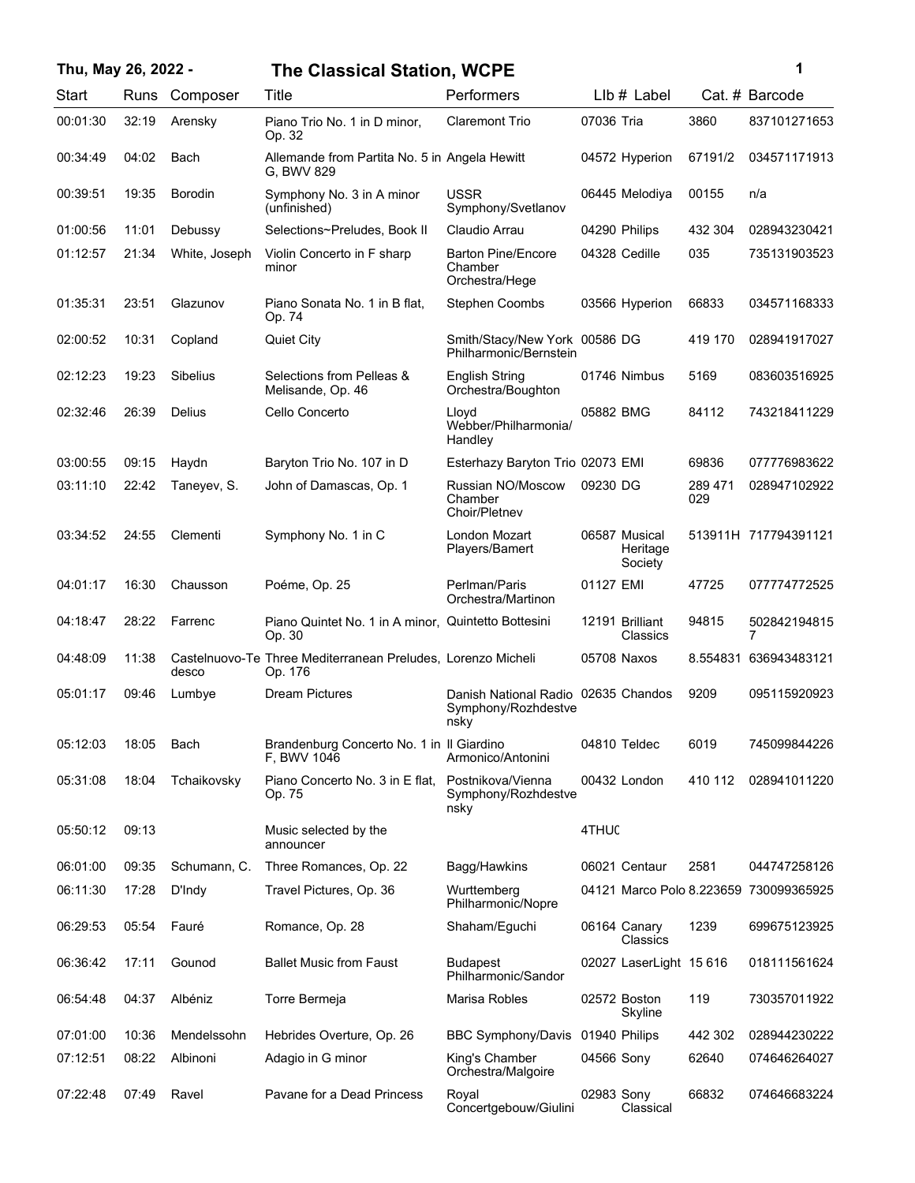**Thu, May 26, 2022 - The Classical Station, WCPE**

| Start | Runs | Composer | Title | Performers | Llb # | Label | Cat. # | Barcode |
|---|---|---|---|---|---|---|---|---|
| 00:01:30 | 32:19 | Arensky | Piano Trio No. 1 in D minor, Op. 32 | Claremont Trio | 07036 | Tria | 3860 | 837101271653 |
| 00:34:49 | 04:02 | Bach | Allemande from Partita No. 5 in G, BWV 829 | Angela Hewitt | 04572 | Hyperion | 67191/2 | 034571171913 |
| 00:39:51 | 19:35 | Borodin | Symphony No. 3 in A minor (unfinished) | USSR Symphony/Svetlanov | 06445 | Melodiya | 00155 | n/a |
| 01:00:56 | 11:01 | Debussy | Selections~Preludes, Book II | Claudio Arrau | 04290 | Philips | 432 304 | 028943230421 |
| 01:12:57 | 21:34 | White, Joseph | Violin Concerto in F sharp minor | Barton Pine/Encore Chamber Orchestra/Hege | 04328 | Cedille | 035 | 735131903523 |
| 01:35:31 | 23:51 | Glazunov | Piano Sonata No. 1 in B flat, Op. 74 | Stephen Coombs | 03566 | Hyperion | 66833 | 034571168333 |
| 02:00:52 | 10:31 | Copland | Quiet City | Smith/Stacy/New York Philharmonic/Bernstein | 00586 | DG | 419 170 | 028941917027 |
| 02:12:23 | 19:23 | Sibelius | Selections from Pelleas & Melisande, Op. 46 | English String Orchestra/Boughton | 01746 | Nimbus | 5169 | 083603516925 |
| 02:32:46 | 26:39 | Delius | Cello Concerto | Lloyd Webber/Philharmonia/Handley | 05882 | BMG | 84112 | 743218411229 |
| 03:00:55 | 09:15 | Haydn | Baryton Trio No. 107 in D | Esterhazy Baryton Trio | 02073 | EMI | 69836 | 077776983622 |
| 03:11:10 | 22:42 | Taneyev, S. | John of Damascas, Op. 1 | Russian NO/Moscow Chamber Choir/Pletnev | 09230 | DG | 289 471 029 | 028947102922 |
| 03:34:52 | 24:55 | Clementi | Symphony No. 1 in C | London Mozart Players/Bamert | 06587 | Musical Heritage Society | 513911H | 717794391121 |
| 04:01:17 | 16:30 | Chausson | Poéme, Op. 25 | Perlman/Paris Orchestra/Martinon | 01127 | EMI | 47725 | 077774772525 |
| 04:18:47 | 28:22 | Farrenc | Piano Quintet No. 1 in A minor, Op. 30 | Quintetto Bottesini | 12191 | Brilliant Classics | 94815 | 5028421948157 |
| 04:48:09 | 11:38 | Castelnuovo-Tedesco | Three Mediterranean Preludes, Op. 176 | Lorenzo Micheli | 05708 | Naxos | 8.554831 | 636943483121 |
| 05:01:17 | 09:46 | Lumbye | Dream Pictures | Danish National Radio Symphony/Rozhdestvensky | 02635 | Chandos | 9209 | 095115920923 |
| 05:12:03 | 18:05 | Bach | Brandenburg Concerto No. 1 in F, BWV 1046 | Il Giardino Armonico/Antonini | 04810 | Teldec | 6019 | 745099844226 |
| 05:31:08 | 18:04 | Tchaikovsky | Piano Concerto No. 3 in E flat, Op. 75 | Postnikova/Vienna Symphony/Rozhdestvensky | 00432 | London | 410 112 | 028941011220 |
| 05:50:12 | 09:13 | | Music selected by the announcer | | 4THUC | | | |
| 06:01:00 | 09:35 | Schumann, C. | Three Romances, Op. 22 | Bagg/Hawkins | 06021 | Centaur | 2581 | 044747258126 |
| 06:11:30 | 17:28 | D'Indy | Travel Pictures, Op. 36 | Wurttemberg Philharmonic/Nopre | 04121 | Marco Polo | 8.223659 | 730099365925 |
| 06:29:53 | 05:54 | Fauré | Romance, Op. 28 | Shaham/Eguchi | 06164 | Canary Classics | 1239 | 699675123925 |
| 06:36:42 | 17:11 | Gounod | Ballet Music from Faust | Budapest Philharmonic/Sandor | 02027 | LaserLight | 15 616 | 018111561624 |
| 06:54:48 | 04:37 | Albéniz | Torre Bermeja | Marisa Robles | 02572 | Boston Skyline | 119 | 730357011922 |
| 07:01:00 | 10:36 | Mendelssohn | Hebrides Overture, Op. 26 | BBC Symphony/Davis | 01940 | Philips | 442 302 | 028944230222 |
| 07:12:51 | 08:22 | Albinoni | Adagio in G minor | King's Chamber Orchestra/Malgoire | 04566 | Sony | 62640 | 074646264027 |
| 07:22:48 | 07:49 | Ravel | Pavane for a Dead Princess | Royal Concertgebouw/Giulini | 02983 | Sony Classical | 66832 | 074646683224 |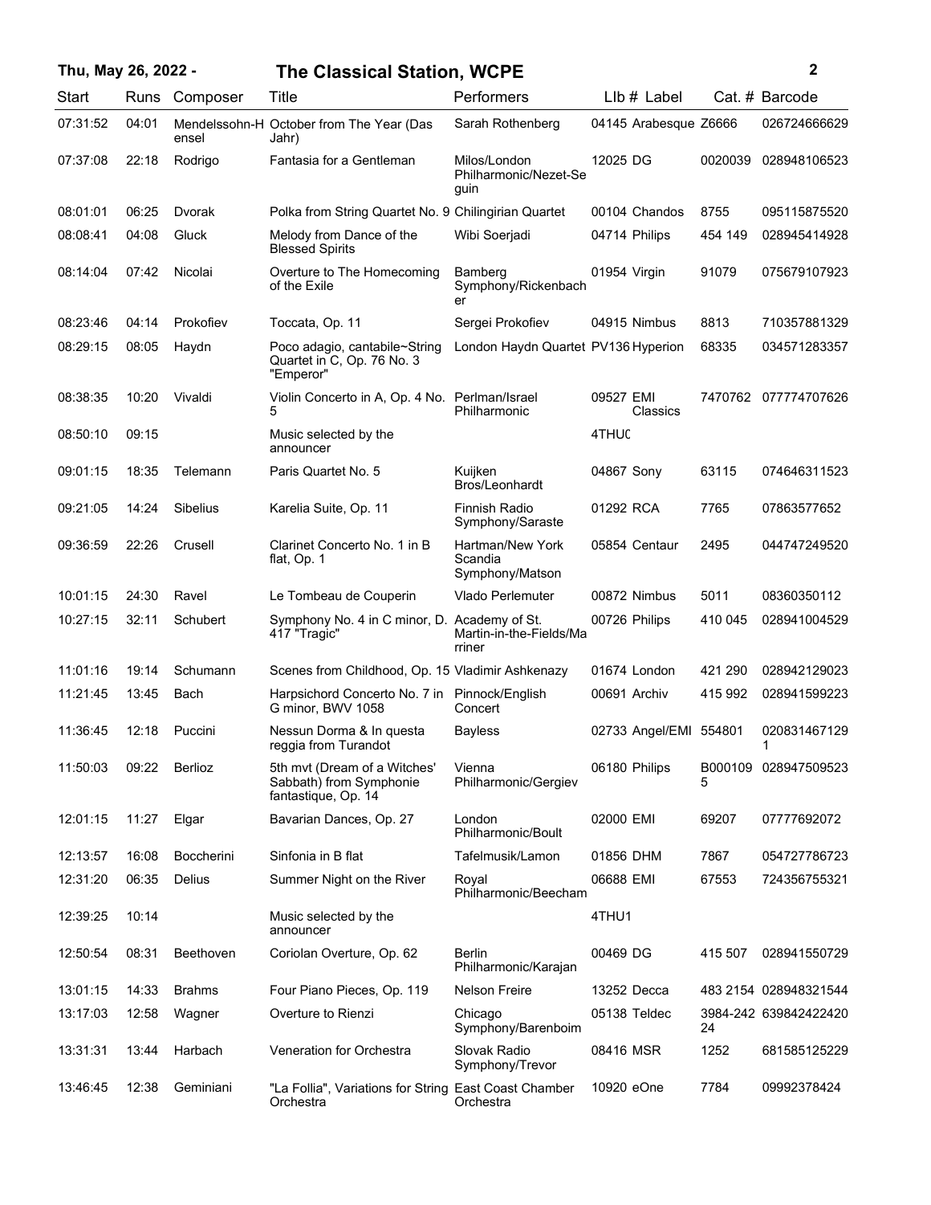| Start | Runs | Composer | Title | Performers | Llb # | Label | Cat. # | Barcode |
|---|---|---|---|---|---|---|---|---|
| 07:31:52 | 04:01 | Mendelssohn-Hensel | October from The Year (Das Jahr) | Sarah Rothenberg | 04145 | Arabesque | Z6666 | 026724666629 |
| 07:37:08 | 22:18 | Rodrigo | Fantasia for a Gentleman | Milos/London Philharmonic/Nezet-Seguin | 12025 | DG | 0020039 | 028948106523 |
| 08:01:01 | 06:25 | Dvorak | Polka from String Quartet No. 9 | Chilingirian Quartet | 00104 | Chandos | 8755 | 095115875520 |
| 08:08:41 | 04:08 | Gluck | Melody from Dance of the Blessed Spirits | Wibi Soerjadi | 04714 | Philips | 454 149 | 028945414928 |
| 08:14:04 | 07:42 | Nicolai | Overture to The Homecoming of the Exile | Bamberg Symphony/Rickenbacher | 01954 | Virgin | 91079 | 075679107923 |
| 08:23:46 | 04:14 | Prokofiev | Toccata, Op. 11 | Sergei Prokofiev | 04915 | Nimbus | 8813 | 710357881329 |
| 08:29:15 | 08:05 | Haydn | Poco adagio, cantabile~String Quartet in C, Op. 76 No. 3 "Emperor" | London Haydn Quartet | PV136 | Hyperion | 68335 | 034571283357 |
| 08:38:35 | 10:20 | Vivaldi | Violin Concerto in A, Op. 4 No. 5 | Perlman/Israel Philharmonic | 09527 | EMI Classics | 7470762 | 077774707626 |
| 08:50:10 | 09:15 | | Music selected by the announcer | | 4THU( | | | |
| 09:01:15 | 18:35 | Telemann | Paris Quartet No. 5 | Kuijken Bros/Leonhardt | 04867 | Sony | 63115 | 074646311523 |
| 09:21:05 | 14:24 | Sibelius | Karelia Suite, Op. 11 | Finnish Radio Symphony/Saraste | 01292 | RCA | 7765 | 07863577652 |
| 09:36:59 | 22:26 | Crusell | Clarinet Concerto No. 1 in B flat, Op. 1 | Hartman/New York Scandia Symphony/Matson | 05854 | Centaur | 2495 | 044747249520 |
| 10:01:15 | 24:30 | Ravel | Le Tombeau de Couperin | Vlado Perlemuter | 00872 | Nimbus | 5011 | 08360350112 |
| 10:27:15 | 32:11 | Schubert | Symphony No. 4 in C minor, D. 417 "Tragic" | Academy of St. Martin-in-the-Fields/Marriner | 00726 | Philips | 410 045 | 028941004529 |
| 11:01:16 | 19:14 | Schumann | Scenes from Childhood, Op. 15 | Vladimir Ashkenazy | 01674 | London | 421 290 | 028942129023 |
| 11:21:45 | 13:45 | Bach | Harpsichord Concerto No. 7 in G minor, BWV 1058 | Pinnock/English Concert | 00691 | Archiv | 415 992 | 028941599223 |
| 11:36:45 | 12:18 | Puccini | Nessun Dorma & In questa reggia from Turandot | Bayless | 02733 | Angel/EMI | 554801 | 0208314671291 |
| 11:50:03 | 09:22 | Berlioz | 5th mvt (Dream of a Witches' Sabbath) from Symphonie fantastique, Op. 14 | Vienna Philharmonic/Gergiev | 06180 | Philips | B0001095 | 028947509523 |
| 12:01:15 | 11:27 | Elgar | Bavarian Dances, Op. 27 | London Philharmonic/Boult | 02000 | EMI | 69207 | 07777692072 |
| 12:13:57 | 16:08 | Boccherini | Sinfonia in B flat | Tafelmusik/Lamon | 01856 | DHM | 7867 | 054727786723 |
| 12:31:20 | 06:35 | Delius | Summer Night on the River | Royal Philharmonic/Beecham | 06688 | EMI | 67553 | 724356755321 |
| 12:39:25 | 10:14 | | Music selected by the announcer | | 4THU1 | | | |
| 12:50:54 | 08:31 | Beethoven | Coriolan Overture, Op. 62 | Berlin Philharmonic/Karajan | 00469 | DG | 415 507 | 028941550729 |
| 13:01:15 | 14:33 | Brahms | Four Piano Pieces, Op. 119 | Nelson Freire | 13252 | Decca | 483 2154 | 028948321544 |
| 13:17:03 | 12:58 | Wagner | Overture to Rienzi | Chicago Symphony/Barenboim | 05138 | Teldec | 3984-24224 | 639842422420 |
| 13:31:31 | 13:44 | Harbach | Veneration for Orchestra | Slovak Radio Symphony/Trevor | 08416 | MSR | 1252 | 681585125229 |
| 13:46:45 | 12:38 | Geminiani | "La Follia", Variations for String Orchestra | East Coast Chamber Orchestra | 10920 | eOne | 7784 | 09992378424 |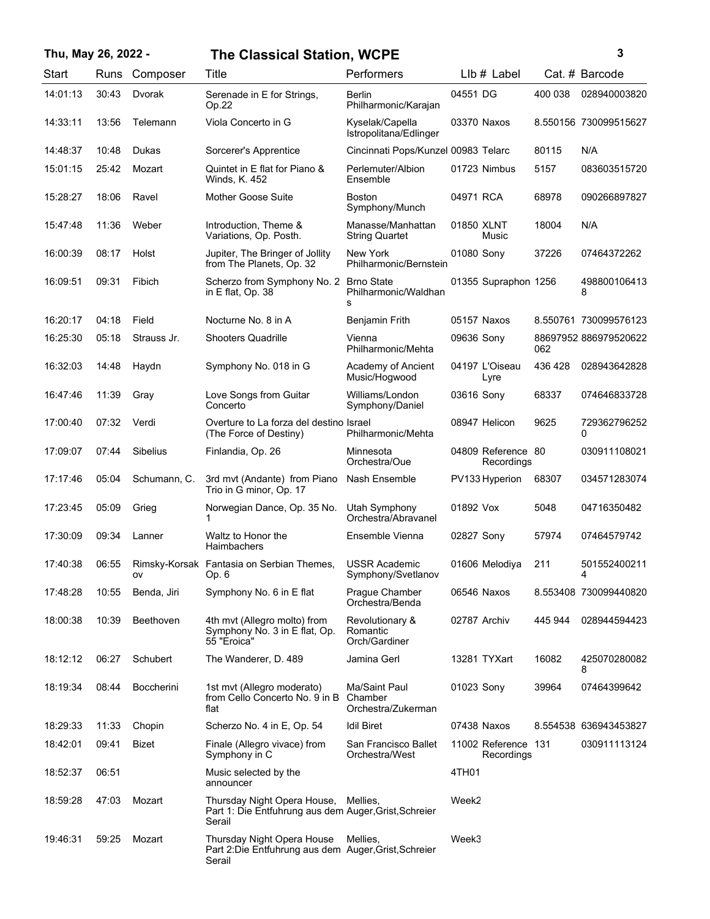**Thu, May 26, 2022 - The Classical Station, WCPE**

| Start | Runs | Composer | Title | Performers | LIb # | Label | Cat. # | Barcode |
|---|---|---|---|---|---|---|---|---|
| 14:01:13 | 30:43 | Dvorak | Serenade in E for Strings, Op.22 | Berlin Philharmonic/Karajan | 04551 | DG | 400 038 | 028940003820 |
| 14:33:11 | 13:56 | Telemann | Viola Concerto in G | Kyselak/Capella Istropolitana/Edlinger | 03370 | Naxos | 8.550156 | 730099515627 |
| 14:48:37 | 10:48 | Dukas | Sorcerer's Apprentice | Cincinnati Pops/Kunzel | 00983 | Telarc | 80115 | N/A |
| 15:01:15 | 25:42 | Mozart | Quintet in E flat for Piano & Winds, K. 452 | Perlemuter/Albion Ensemble | 01723 | Nimbus | 5157 | 083603515720 |
| 15:28:27 | 18:06 | Ravel | Mother Goose Suite | Boston Symphony/Munch | 04971 | RCA | 68978 | 090266897827 |
| 15:47:48 | 11:36 | Weber | Introduction, Theme & Variations, Op. Posth. | Manasse/Manhattan String Quartet | 01850 | XLNT Music | 18004 | N/A |
| 16:00:39 | 08:17 | Holst | Jupiter, The Bringer of Jollity from The Planets, Op. 32 | New York Philharmonic/Bernstein | 01080 | Sony | 37226 | 07464372262 |
| 16:09:51 | 09:31 | Fibich | Scherzo from Symphony No. 2 in E flat, Op. 38 | Brno State Philharmonic/Waldhans | 01355 | Supraphon | 1256 | 4988001064138 |
| 16:20:17 | 04:18 | Field | Nocturne No. 8 in A | Benjamin Frith | 05157 | Naxos | 8.550761 | 730099576123 |
| 16:25:30 | 05:18 | Strauss Jr. | Shooters Quadrille | Vienna Philharmonic/Mehta | 09636 | Sony | 88697952062 | 886979520622 |
| 16:32:03 | 14:48 | Haydn | Symphony No. 018 in G | Academy of Ancient Music/Hogwood | 04197 | L'Oiseau Lyre | 436 428 | 028943642828 |
| 16:47:46 | 11:39 | Gray | Love Songs from Guitar Concerto | Williams/London Symphony/Daniel | 03616 | Sony | 68337 | 074646833728 |
| 17:00:40 | 07:32 | Verdi | Overture to La forza del destino (The Force of Destiny) | Israel Philharmonic/Mehta | 08947 | Helicon | 9625 | 7293627962520 |
| 17:09:07 | 07:44 | Sibelius | Finlandia, Op. 26 | Minnesota Orchestra/Oue | 04809 | Reference Recordings | 80 | 030911108021 |
| 17:17:46 | 05:04 | Schumann, C. | 3rd mvt (Andante) from Piano Trio in G minor, Op. 17 | Nash Ensemble | PV133 | Hyperion | 68307 | 034571283074 |
| 17:23:45 | 05:09 | Grieg | Norwegian Dance, Op. 35 No. 1 | Utah Symphony Orchestra/Abravanel | 01892 | Vox | 5048 | 04716350482 |
| 17:30:09 | 09:34 | Lanner | Waltz to Honor the Haimbachers | Ensemble Vienna | 02827 | Sony | 57974 | 07464579742 |
| 17:40:38 | 06:55 | Rimsky-Korsakov | Fantasia on Serbian Themes, Op. 6 | USSR Academic Symphony/Svetlanov | 01606 | Melodiya | 211 | 5015524002114 |
| 17:48:28 | 10:55 | Benda, Jiri | Symphony No. 6 in E flat | Prague Chamber Orchestra/Benda | 06546 | Naxos | 8.553408 | 730099440820 |
| 18:00:38 | 10:39 | Beethoven | 4th mvt (Allegro molto) from Symphony No. 3 in E flat, Op. 55 "Eroica" | Revolutionary & Romantic Orch/Gardiner | 02787 | Archiv | 445 944 | 028944594423 |
| 18:12:12 | 06:27 | Schubert | The Wanderer, D. 489 | Jamina Gerl | 13281 | TYXart | 16082 | 4250702800828 |
| 18:19:34 | 08:44 | Boccherini | 1st mvt (Allegro moderato) from Cello Concerto No. 9 in B flat | Ma/Saint Paul Chamber Orchestra/Zukerman | 01023 | Sony | 39964 | 07464399642 |
| 18:29:33 | 11:33 | Chopin | Scherzo No. 4 in E, Op. 54 | Idil Biret | 07438 | Naxos | 8.554538 | 636943453827 |
| 18:42:01 | 09:41 | Bizet | Finale (Allegro vivace) from Symphony in C | San Francisco Ballet Orchestra/West | 11002 | Reference Recordings | 131 | 030911113124 |
| 18:52:37 | 06:51 | | Music selected by the announcer | | 4TH01 | | | |
| 18:59:28 | 47:03 | Mozart | Thursday Night Opera House, Part 1: Die Entfuhrung aus dem Serail | Mellies, Auger,Grist,Schreier | Week2 | | | |
| 19:46:31 | 59:25 | Mozart | Thursday Night Opera House Part 2:Die Entfuhrung aus dem Serail | Mellies, Auger,Grist,Schreier | Week3 | | | |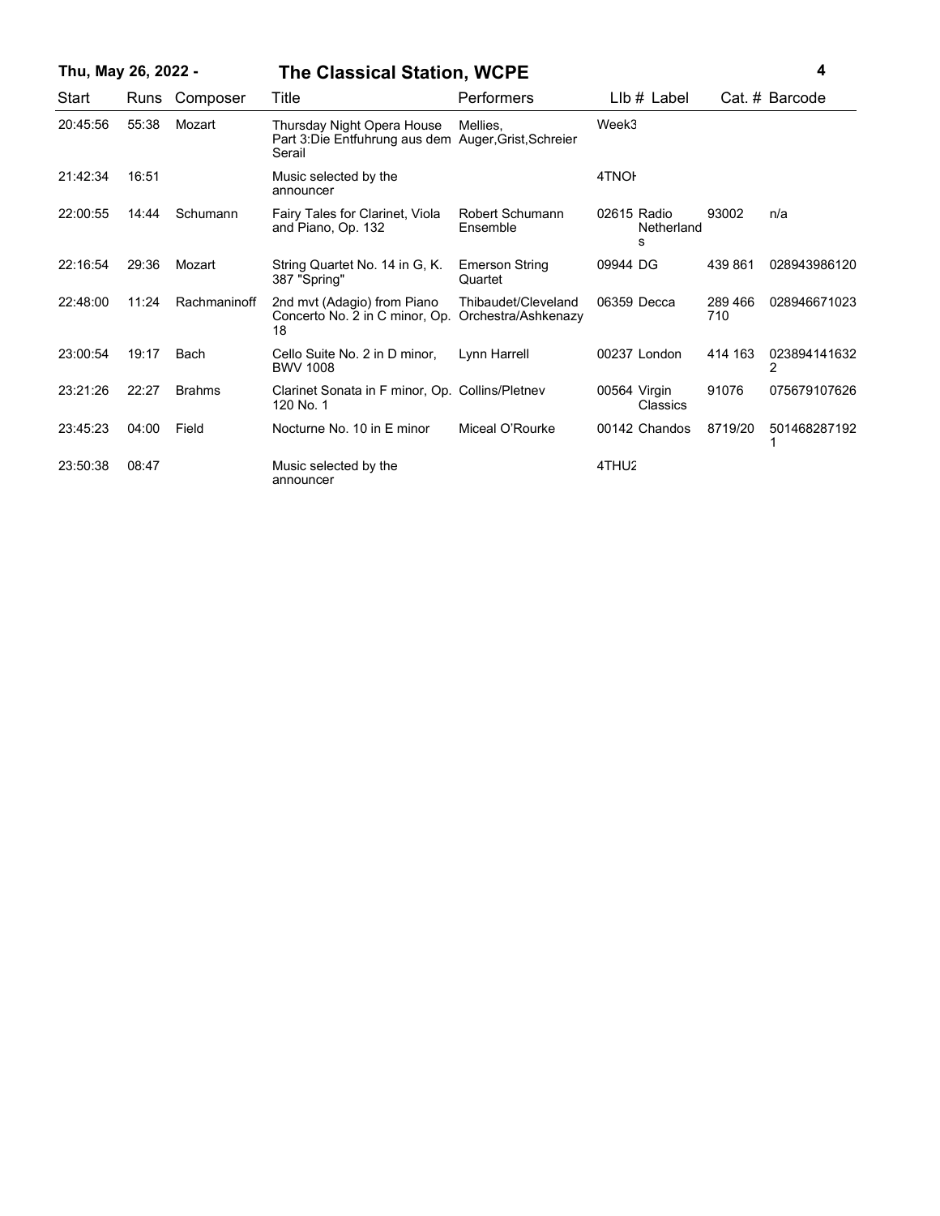**Thu, May 26, 2022 -** **The Classical Station, WCPE**

| Start | Runs | Composer | Title | Performers | LIb # | Label | Cat. # | Barcode |
|---|---|---|---|---|---|---|---|---|
| 20:45:56 | 55:38 | Mozart | Thursday Night Opera House Part 3:Die Entfuhrung aus dem Serail | Mellies, Auger,Grist,Schreier | Week3 | | | |
| 21:42:34 | 16:51 | | Music selected by the announcer | | 4TNOH | | | |
| 22:00:55 | 14:44 | Schumann | Fairy Tales for Clarinet, Viola and Piano, Op. 132 | Robert Schumann Ensemble | 02615 | Radio Netherlands | 93002 | n/a |
| 22:16:54 | 29:36 | Mozart | String Quartet No. 14 in G, K. 387 "Spring" | Emerson String Quartet | 09944 | DG | 439 861 | 028943986120 |
| 22:48:00 | 11:24 | Rachmaninoff | 2nd mvt (Adagio) from Piano Concerto No. 2 in C minor, Op. 18 | Thibaudet/Cleveland Orchestra/Ashkenazy | 06359 | Decca | 289 466 710 | 028946671023 |
| 23:00:54 | 19:17 | Bach | Cello Suite No. 2 in D minor, BWV 1008 | Lynn Harrell | 00237 | London | 414 163 | 0238941416322 |
| 23:21:26 | 22:27 | Brahms | Clarinet Sonata in F minor, Op. 120 No. 1 | Collins/Pletnev | 00564 | Virgin Classics | 91076 | 075679107626 |
| 23:45:23 | 04:00 | Field | Nocturne No. 10 in E minor | Miceal O'Rourke | 00142 | Chandos | 8719/20 | 5014682871921 |
| 23:50:38 | 08:47 | | Music selected by the announcer | | 4THU2 | | | |